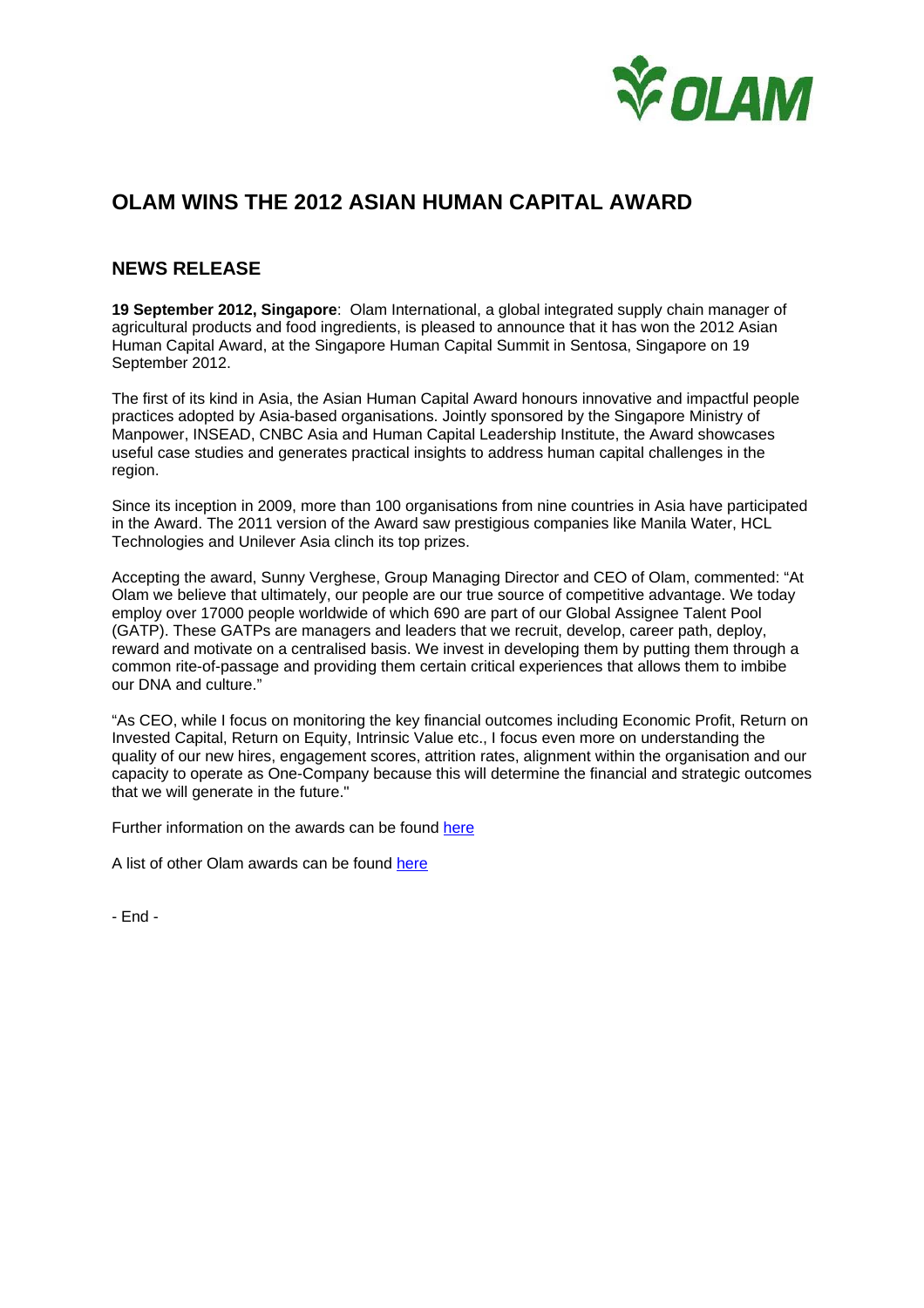# OLAM WINS THE 2012 ASIAN HUMAN CAPITAL AWARD

## NEWS RELEASE

**19 September 2012, Singapore**: Olam International, a global integrated supply chain manager of agricultural products and food ingredients, is pleased to announce that it has won the 2012 Asian Human Capital Award, at the Singapore Human Capital Summit in Sentosa, Singapore on 19 September 2012.

The first of its kind in Asia, the Asian Human Capital Award honours innovative and impactful people practices adopted by Asia-based organisations. Jointly sponsored by the Singapore Ministry of Manpower, INSEAD, CNBC Asia and Human Capital Leadership Institute, the Award showcases useful case studies and generates practical insights to address human capital challenges in the region.

Since its inception in 2009, more than 100 organisations from nine countries in Asia have participated in the Award. The 2011 version of the Award saw prestigious companies like Manila Water, HCL Technologies and Unilever Asia clinch its top prizes.

Accepting the award, Sunny Verghese, Group Managing Director and CEO of Olam, commented: "At Olam we believe that ultimately, our people are our true source of competitive advantage. We today employ over 17000 people worldwide of which 690 are part of our Global Assignee Talent Pool (GATP). These GATPs are managers and leaders that we recruit, develop, career path, deploy, reward and motivate on a centralised basis. We invest in developing them by putting them through a common rite-of-passage and providing them certain critical experiences that allows them to imbibe our DNA and culture."

"As CEO, while I focus on monitoring the key financial outcomes including Economic Profit, Return on Invested Capital, Return on Equity, Intrinsic Value etc., I focus even more on understanding the quality of our new hires, engagement scores, attrition rates, alignment within the organisation and our capacity to operate as One-Company because this will determine the financial and strategic outcomes that we will generate in the future."

Further information on the awards can be found here

A list of other Olam awards can be found here

- End -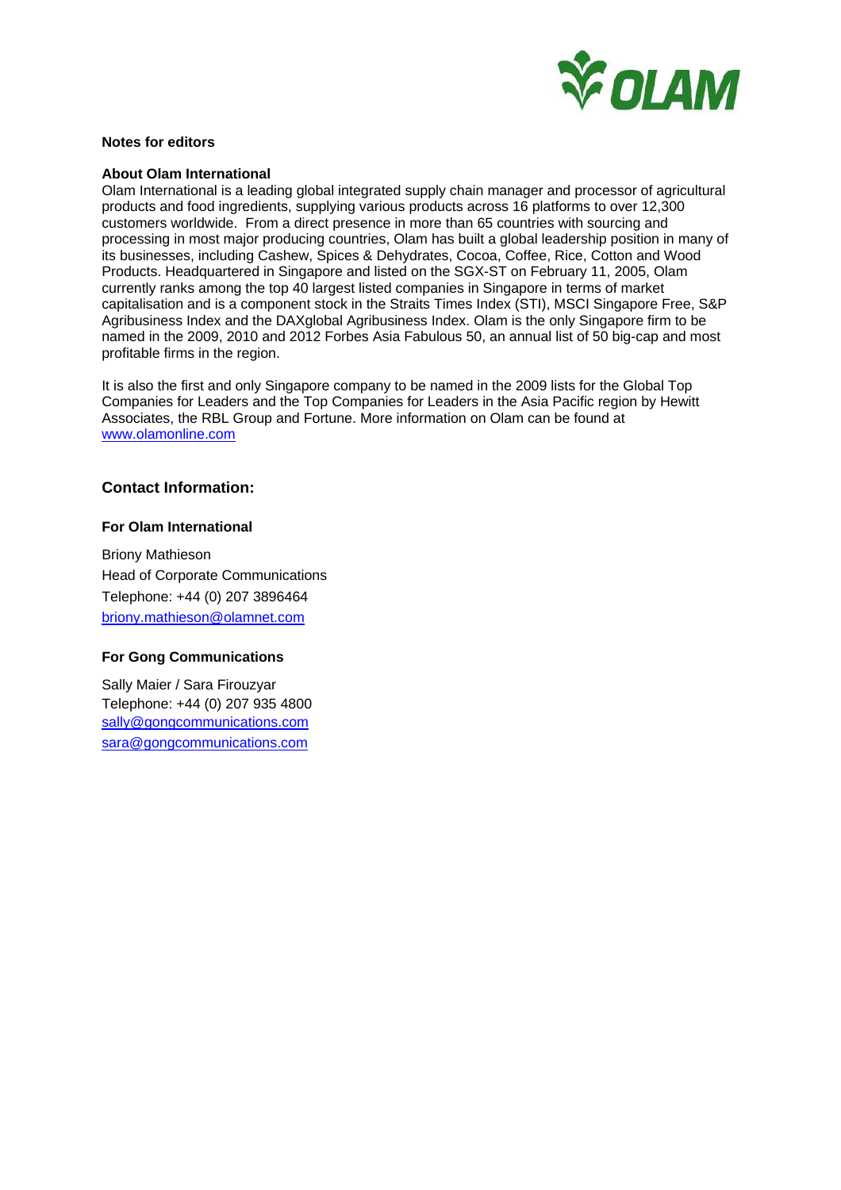**Notes for editors**

**About Olam International**

Olam International is a leading global integrated supply chain manager and processor of agricultural products and food ingredients, supplying various products across 16 platforms to over 12,300 customers worldwide. From a direct presence in more than 65 countries with sourcing and processing in most major producing countries, Olam has built a global leadership position in many of its businesses, including Cashew, Spices & Dehydrates, Cocoa, Coffee, Rice, Cotton and Wood Products. Headquartered in Singapore and listed on the SGX-ST on February 11, 2005, Olam currently ranks among the top 40 largest listed companies in Singapore in terms of market capitalisation and is a component stock in the Straits Times Index (STI), MSCI Singapore Free, S&P Agribusiness Index and the DAXglobal Agribusiness Index. Olam is the only Singapore firm to be named in the 2009, 2010 and 2012 Forbes Asia Fabulous 50, an annual list of 50 big-cap and most profitable firms in the region.

It is also the first and only Singapore company to be named in the 2009 lists for the Global Top Companies for Leaders and the Top Companies for Leaders in the Asia Pacific region by Hewitt Associates, the RBL Group and Fortune. More information on Olam can be found at www.olamonline.com

## Contact Information:

**For Olam International**

Briony Mathieson
Head of Corporate Communications
Telephone: +44 (0) 207 3896464
briony.mathieson@olamnet.com

**For Gong Communications**

Sally Maier / Sara Firouzyar
Telephone: +44 (0) 207 935 4800
sally@gongcommunications.com
sara@gongcommunications.com